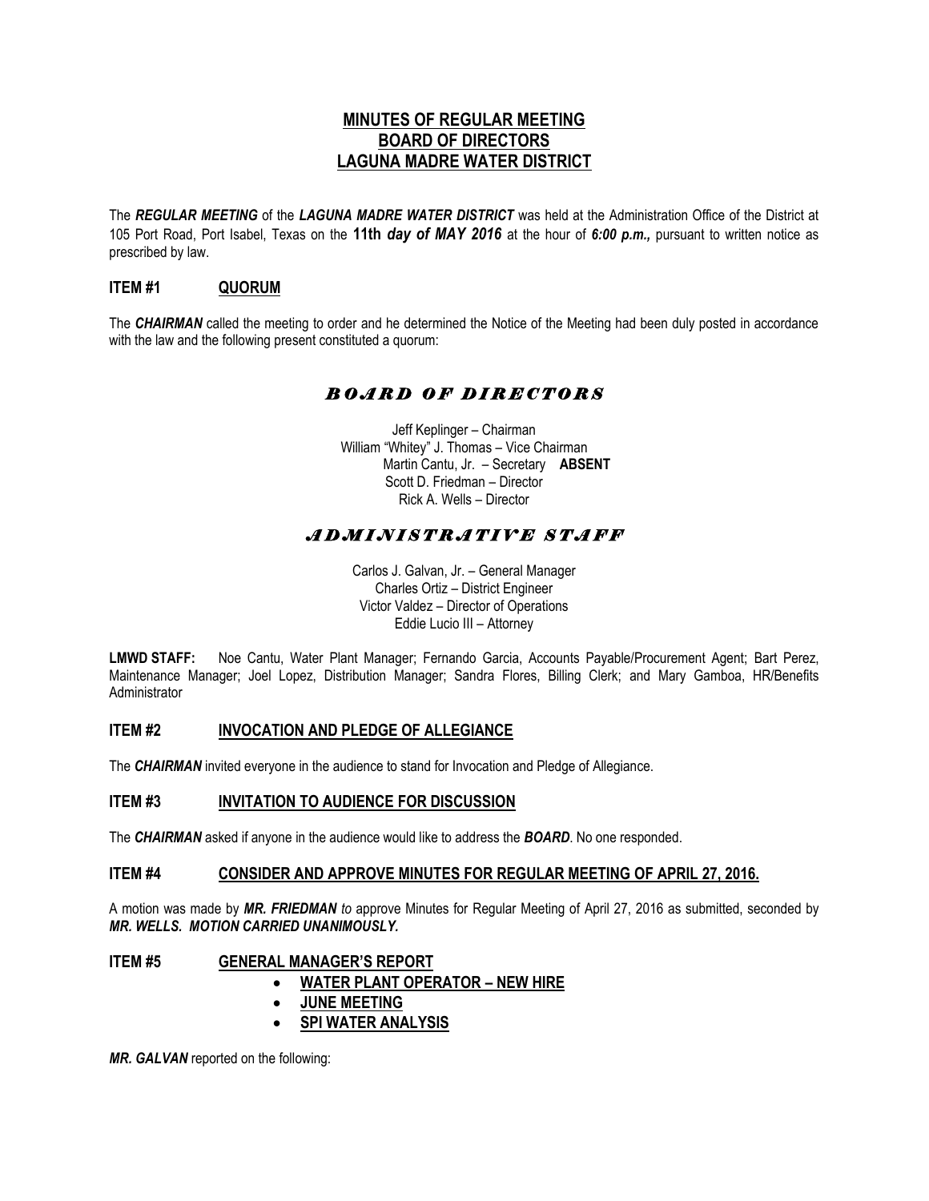# MINUTES OF REGULAR MEETING
# BOARD OF DIRECTORS
# LAGUNA MADRE WATER DISTRICT

The ***REGULAR MEETING*** of the ***LAGUNA MADRE WATER DISTRICT*** was held at the Administration Office of the District at 105 Port Road, Port Isabel, Texas on the **11th** ***day of MAY 2016*** at the hour of ***6:00 p.m.,*** pursuant to written notice as prescribed by law.

## ITEM #1 QUORUM

The ***CHAIRMAN*** called the meeting to order and he determined the Notice of the Meeting had been duly posted in accordance with the law and the following present constituted a quorum:

### *BOARD OF DIRECTORS*

Jeff Keplinger – Chairman
William "Whitey" J. Thomas – Vice Chairman
Martin Cantu, Jr. – Secretary **ABSENT**
Scott D. Friedman – Director
Rick A. Wells – Director

### *ADMINISTRATIVE STAFF*

Carlos J. Galvan, Jr. – General Manager
Charles Ortiz – District Engineer
Victor Valdez – Director of Operations
Eddie Lucio III – Attorney

**LMWD STAFF:** Noe Cantu, Water Plant Manager; Fernando Garcia, Accounts Payable/Procurement Agent; Bart Perez, Maintenance Manager; Joel Lopez, Distribution Manager; Sandra Flores, Billing Clerk; and Mary Gamboa, HR/Benefits Administrator

## ITEM #2 INVOCATION AND PLEDGE OF ALLEGIANCE

The ***CHAIRMAN*** invited everyone in the audience to stand for Invocation and Pledge of Allegiance.

## ITEM #3 INVITATION TO AUDIENCE FOR DISCUSSION

The ***CHAIRMAN*** asked if anyone in the audience would like to address the ***BOARD***. No one responded.

## ITEM #4 CONSIDER AND APPROVE MINUTES FOR REGULAR MEETING OF APRIL 27, 2016.

A motion was made by ***MR. FRIEDMAN*** *to* approve Minutes for Regular Meeting of April 27, 2016 as submitted, seconded by ***MR. WELLS. MOTION CARRIED UNANIMOUSLY.***

## ITEM #5 GENERAL MANAGER'S REPORT

- **WATER PLANT OPERATOR – NEW HIRE**
- **JUNE MEETING**
- **SPI WATER ANALYSIS**

***MR. GALVAN*** reported on the following: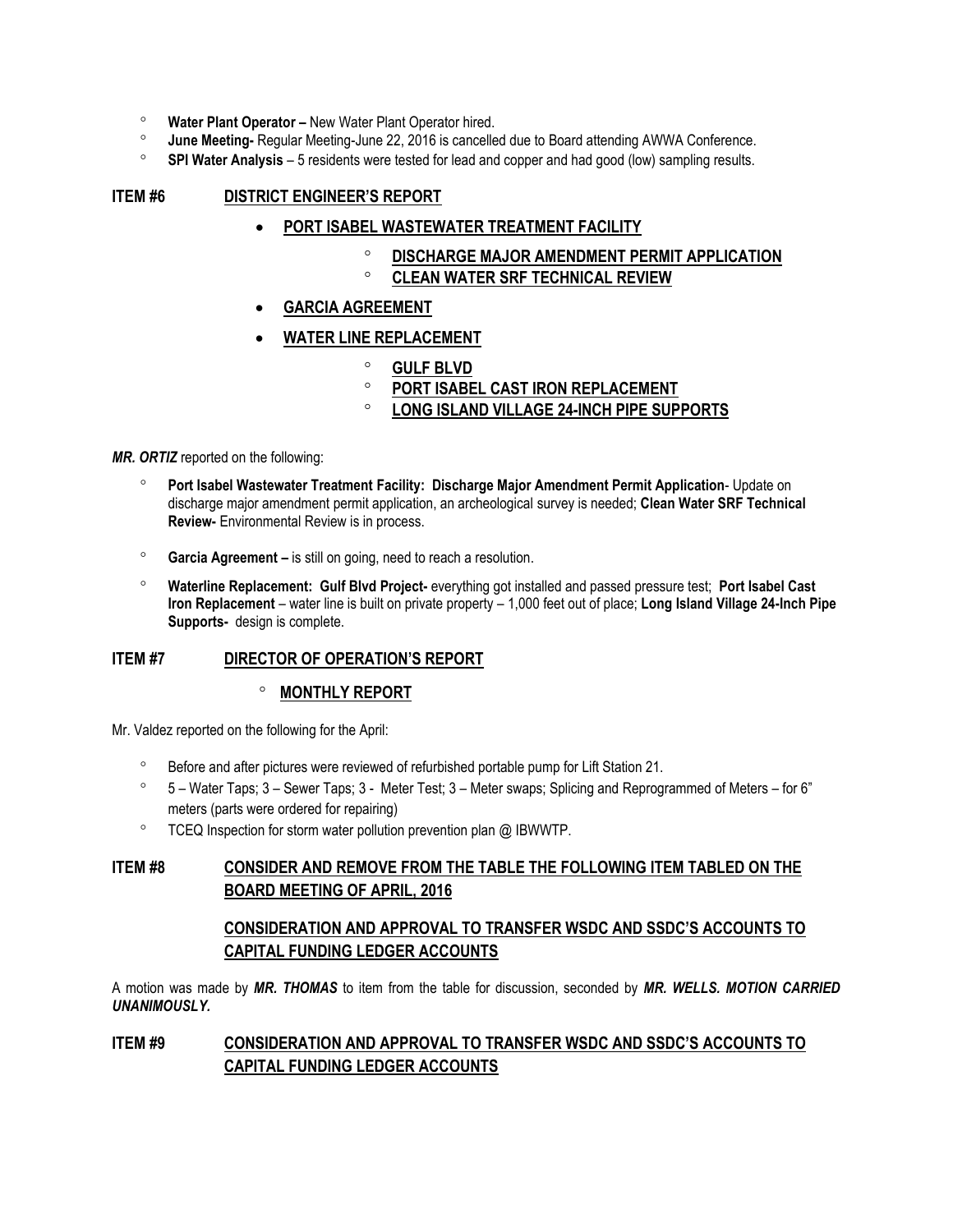- **Water Plant Operator –** New Water Plant Operator hired.
- **June Meeting-** Regular Meeting-June 22, 2016 is cancelled due to Board attending AWWA Conference.
- **SPI Water Analysis** – 5 residents were tested for lead and copper and had good (low) sampling results.

## ITEM #6 DISTRICT ENGINEER'S REPORT

- **PORT ISABEL WASTEWATER TREATMENT FACILITY**
  - **DISCHARGE MAJOR AMENDMENT PERMIT APPLICATION**
  - **CLEAN WATER SRF TECHNICAL REVIEW**
- **GARCIA AGREEMENT**
- **WATER LINE REPLACEMENT**
  - **GULF BLVD**
  - **PORT ISABEL CAST IRON REPLACEMENT**
  - **LONG ISLAND VILLAGE 24-INCH PIPE SUPPORTS**

***MR. ORTIZ*** reported on the following:

- **Port Isabel Wastewater Treatment Facility: Discharge Major Amendment Permit Application**- Update on discharge major amendment permit application, an archeological survey is needed; **Clean Water SRF Technical Review-** Environmental Review is in process.
- **Garcia Agreement –** is still on going, need to reach a resolution.
- **Waterline Replacement: Gulf Blvd Project-** everything got installed and passed pressure test; **Port Isabel Cast Iron Replacement** – water line is built on private property – 1,000 feet out of place; **Long Island Village 24-Inch Pipe Supports-** design is complete.

## ITEM #7 DIRECTOR OF OPERATION'S REPORT

- **MONTHLY REPORT**

Mr. Valdez reported on the following for the April:

- Before and after pictures were reviewed of refurbished portable pump for Lift Station 21.
- 5 – Water Taps; 3 – Sewer Taps; 3 - Meter Test; 3 – Meter swaps; Splicing and Reprogrammed of Meters – for 6" meters (parts were ordered for repairing)
- TCEQ Inspection for storm water pollution prevention plan @ IBWWTP.

## ITEM #8 CONSIDER AND REMOVE FROM THE TABLE THE FOLLOWING ITEM TABLED ON THE BOARD MEETING OF APRIL, 2016

**CONSIDERATION AND APPROVAL TO TRANSFER WSDC AND SSDC'S ACCOUNTS TO CAPITAL FUNDING LEDGER ACCOUNTS**

A motion was made by ***MR. THOMAS*** to item from the table for discussion, seconded by ***MR. WELLS. MOTION CARRIED UNANIMOUSLY.***

## ITEM #9 CONSIDERATION AND APPROVAL TO TRANSFER WSDC AND SSDC'S ACCOUNTS TO CAPITAL FUNDING LEDGER ACCOUNTS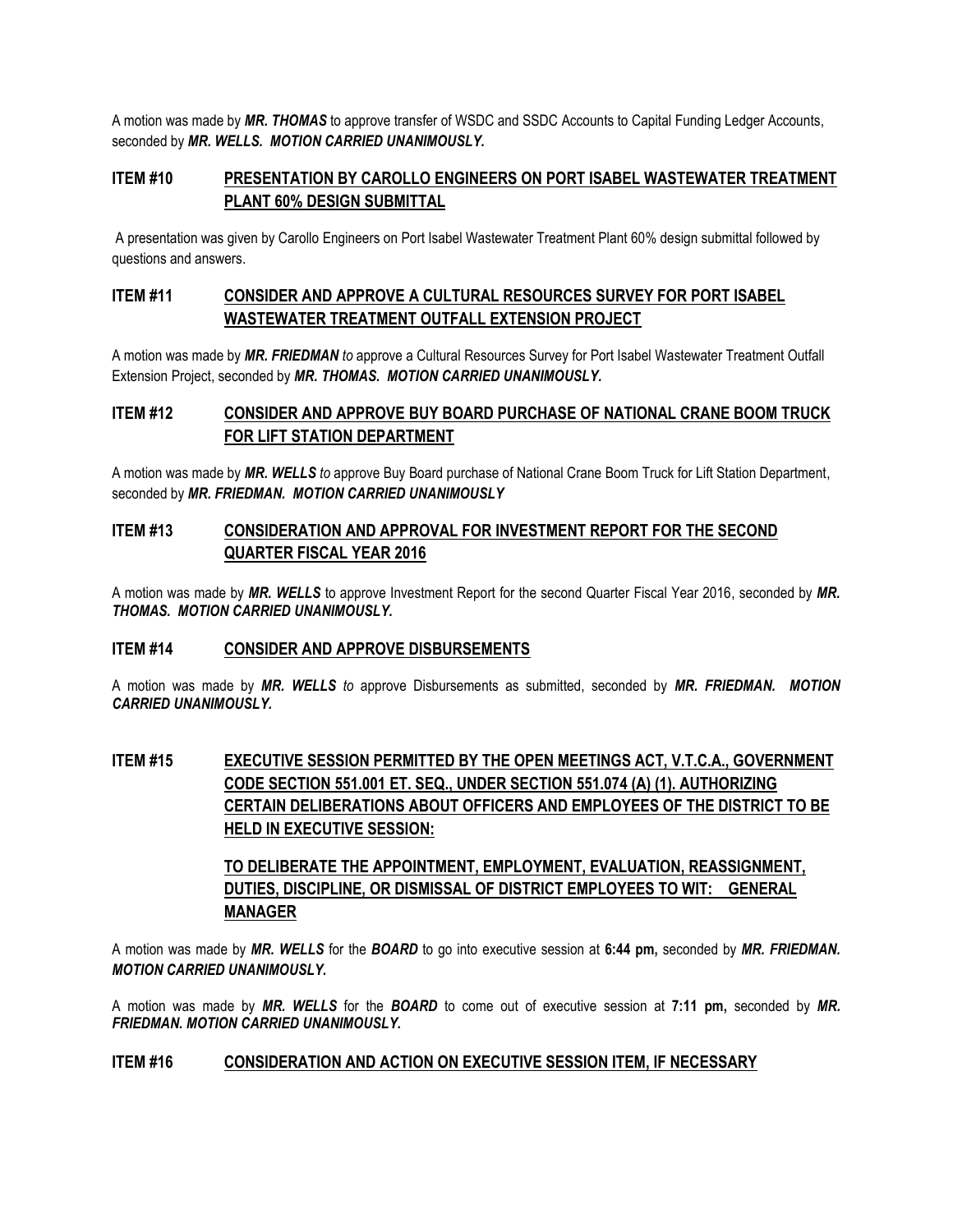A motion was made by ***MR. THOMAS*** to approve transfer of WSDC and SSDC Accounts to Capital Funding Ledger Accounts, seconded by ***MR. WELLS. MOTION CARRIED UNANIMOUSLY.***

### ITEM #10 PRESENTATION BY CAROLLO ENGINEERS ON PORT ISABEL WASTEWATER TREATMENT PLANT 60% DESIGN SUBMITTAL

A presentation was given by Carollo Engineers on Port Isabel Wastewater Treatment Plant 60% design submittal followed by questions and answers.

### ITEM #11 CONSIDER AND APPROVE A CULTURAL RESOURCES SURVEY FOR PORT ISABEL WASTEWATER TREATMENT OUTFALL EXTENSION PROJECT

A motion was made by ***MR. FRIEDMAN*** *to* approve a Cultural Resources Survey for Port Isabel Wastewater Treatment Outfall Extension Project, seconded by ***MR. THOMAS. MOTION CARRIED UNANIMOUSLY.***

### ITEM #12 CONSIDER AND APPROVE BUY BOARD PURCHASE OF NATIONAL CRANE BOOM TRUCK FOR LIFT STATION DEPARTMENT

A motion was made by ***MR. WELLS*** *to* approve Buy Board purchase of National Crane Boom Truck for Lift Station Department, seconded by ***MR. FRIEDMAN. MOTION CARRIED UNANIMOUSLY***

### ITEM #13 CONSIDERATION AND APPROVAL FOR INVESTMENT REPORT FOR THE SECOND QUARTER FISCAL YEAR 2016

A motion was made by ***MR. WELLS*** to approve Investment Report for the second Quarter Fiscal Year 2016, seconded by ***MR. THOMAS. MOTION CARRIED UNANIMOUSLY.***

### ITEM #14 CONSIDER AND APPROVE DISBURSEMENTS

A motion was made by ***MR. WELLS*** *to* approve Disbursements as submitted, seconded by ***MR. FRIEDMAN. MOTION CARRIED UNANIMOUSLY.***

### ITEM #15 EXECUTIVE SESSION PERMITTED BY THE OPEN MEETINGS ACT, V.T.C.A., GOVERNMENT CODE SECTION 551.001 ET. SEQ., UNDER SECTION 551.074 (A) (1). AUTHORIZING CERTAIN DELIBERATIONS ABOUT OFFICERS AND EMPLOYEES OF THE DISTRICT TO BE HELD IN EXECUTIVE SESSION:

**TO DELIBERATE THE APPOINTMENT, EMPLOYMENT, EVALUATION, REASSIGNMENT, DUTIES, DISCIPLINE, OR DISMISSAL OF DISTRICT EMPLOYEES TO WIT: GENERAL MANAGER**

A motion was made by ***MR. WELLS*** for the ***BOARD*** to go into executive session at **6:44 pm,** seconded by ***MR. FRIEDMAN. MOTION CARRIED UNANIMOUSLY.***

A motion was made by ***MR. WELLS*** for the ***BOARD*** to come out of executive session at **7:11 pm,** seconded by ***MR. FRIEDMAN. MOTION CARRIED UNANIMOUSLY.***

### ITEM #16 CONSIDERATION AND ACTION ON EXECUTIVE SESSION ITEM, IF NECESSARY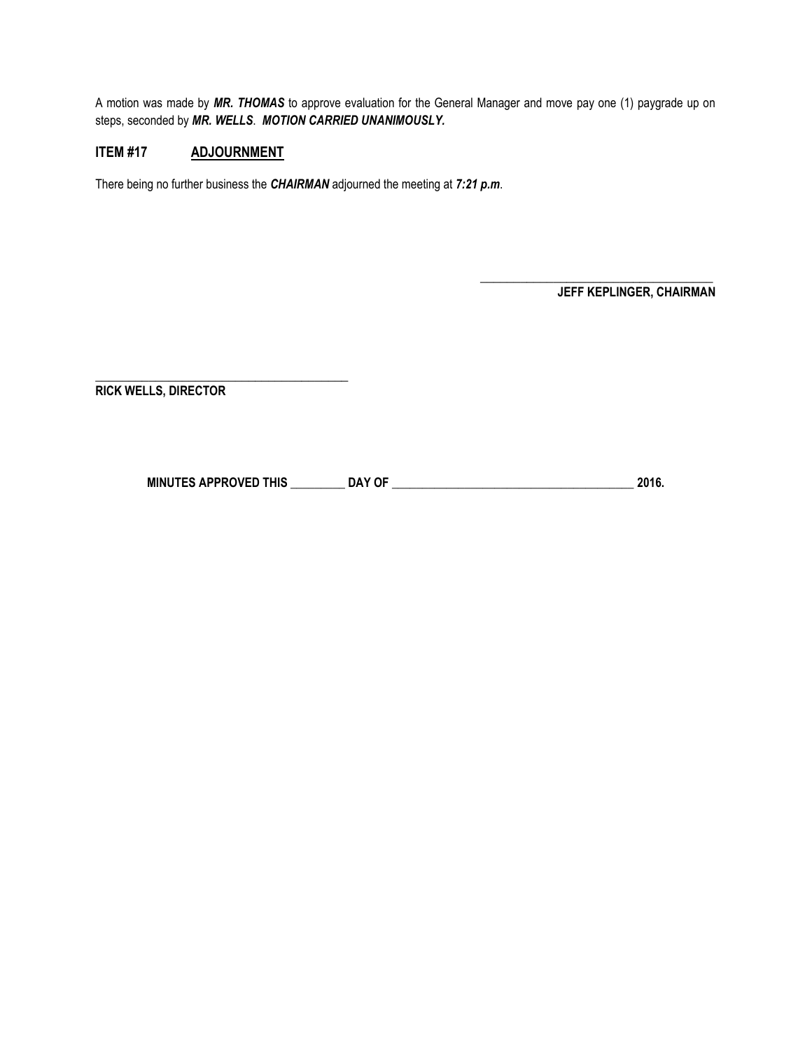A motion was made by ***MR. THOMAS*** to approve evaluation for the General Manager and move pay one (1) paygrade up on steps, seconded by ***MR. WELLS***. ***MOTION CARRIED UNANIMOUSLY.***

## ITEM #17 ADJOURNMENT

There being no further business the ***CHAIRMAN*** adjourned the meeting at ***7:21 p.m***.

\_\_\_\_\_\_\_\_\_\_\_\_\_\_\_\_\_\_\_\_\_\_\_\_\_\_\_\_\_\_\_\_\_\_\_\_\_\_\_\_
**JEFF KEPLINGER, CHAIRMAN**

\_\_\_\_\_\_\_\_\_\_\_\_\_\_\_\_\_\_\_\_\_\_\_\_\_\_\_\_\_\_\_\_\_\_\_\_\_\_\_\_
**RICK WELLS, DIRECTOR**

**MINUTES APPROVED THIS \_\_\_\_\_\_\_\_\_ DAY OF \_\_\_\_\_\_\_\_\_\_\_\_\_\_\_\_\_\_\_\_\_\_\_\_\_\_\_\_\_\_\_\_\_\_\_\_\_\_\_\_ 2016.**